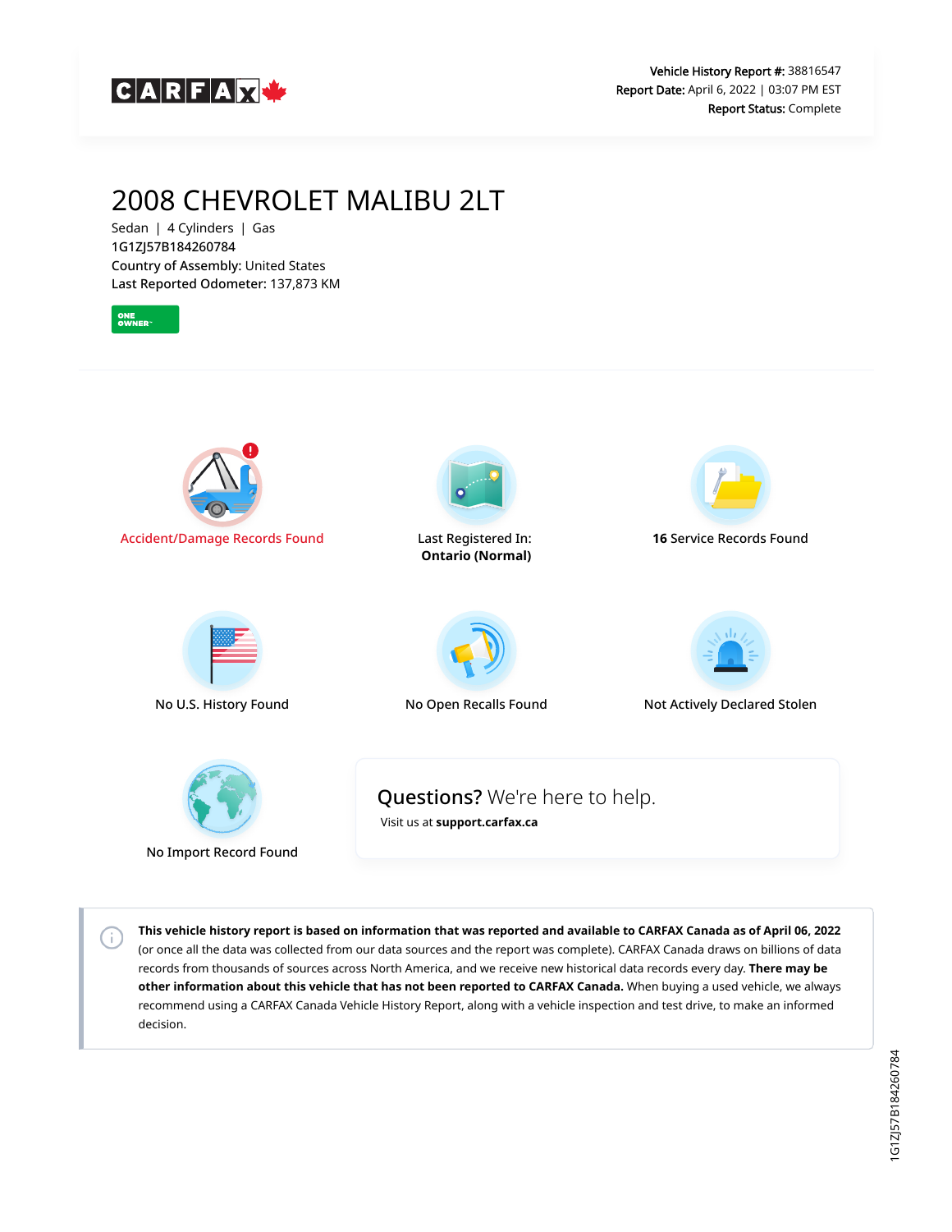CARFAX

**Vehicle History Report #:** 38816547
**Report Date:** April 6, 2022 | 03:07 PM EST
**Report Status:** Complete

# 2008 CHEVROLET MALIBU 2LT

Sedan | 4 Cylinders | Gas
1G1ZJ57B184260784
**Country of Assembly:** United States
**Last Reported Odometer:** 137,873 KM

ONE OWNER

Accident/Damage Records Found

Last Registered In:
**Ontario (Normal)**

**16** Service Records Found

No U.S. History Found

No Open Recalls Found

Not Actively Declared Stolen

No Import Record Found

**Questions?** We're here to help.
Visit us at **support.carfax.ca**

**This vehicle history report is based on information that was reported and available to CARFAX Canada as of April 06, 2022** (or once all the data was collected from our data sources and the report was complete). CARFAX Canada draws on billions of data records from thousands of sources across North America, and we receive new historical data records every day. **There may be other information about this vehicle that has not been reported to CARFAX Canada.** When buying a used vehicle, we always recommend using a CARFAX Canada Vehicle History Report, along with a vehicle inspection and test drive, to make an informed decision.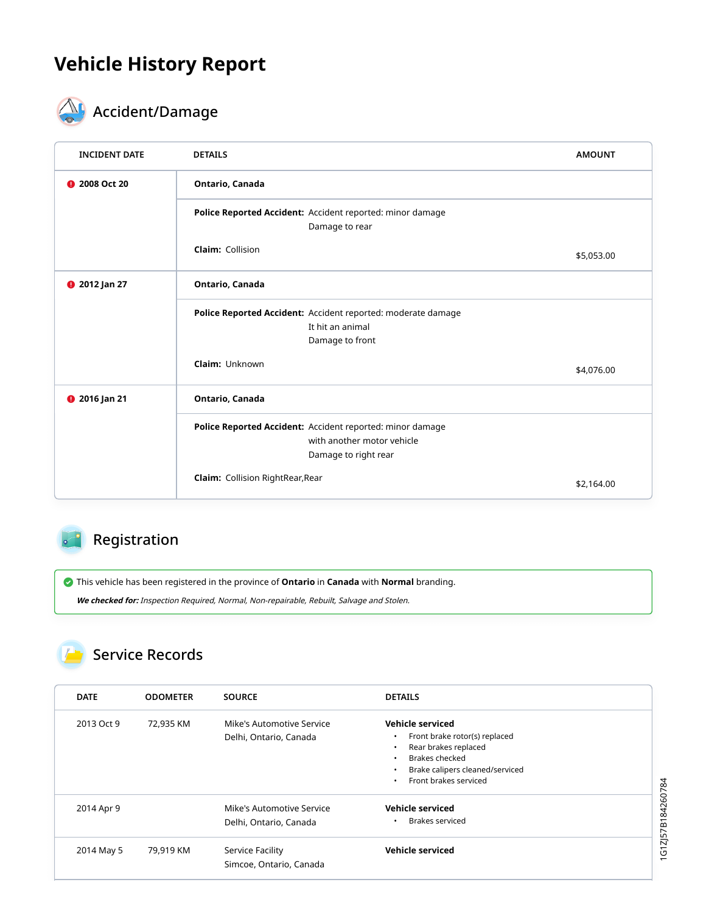# Vehicle History Report

## Accident/Damage

| INCIDENT DATE | DETAILS | AMOUNT |
|---|---|---|
| 2008 Oct 20 | **Ontario, Canada** | |
| | **Police Reported Accident:** Accident reported: minor damage<br>Damage to rear<br><br>**Claim:** Collision | $5,053.00 |
| 2012 Jan 27 | **Ontario, Canada** | |
| | **Police Reported Accident:** Accident reported: moderate damage<br>It hit an animal<br>Damage to front<br><br>**Claim:** Unknown | $4,076.00 |
| 2016 Jan 21 | **Ontario, Canada** | |
| | **Police Reported Accident:** Accident reported: minor damage<br>with another motor vehicle<br>Damage to right rear<br><br>**Claim:** Collision RightRear,Rear | $2,164.00 |

## Registration

This vehicle has been registered in the province of **Ontario** in **Canada** with **Normal** branding.

***We checked for:*** *Inspection Required, Normal, Non-repairable, Rebuilt, Salvage and Stolen.*

## Service Records

| DATE | ODOMETER | SOURCE | DETAILS |
|---|---|---|---|
| 2013 Oct 9 | 72,935 KM | Mike's Automotive Service<br>Delhi, Ontario, Canada | **Vehicle serviced**<br>• Front brake rotor(s) replaced<br>• Rear brakes replaced<br>• Brakes checked<br>• Brake calipers cleaned/serviced<br>• Front brakes serviced |
| 2014 Apr 9 | | Mike's Automotive Service<br>Delhi, Ontario, Canada | **Vehicle serviced**<br>• Brakes serviced |
| 2014 May 5 | 79,919 KM | Service Facility<br>Simcoe, Ontario, Canada | **Vehicle serviced** |

1G1ZJ57B184260784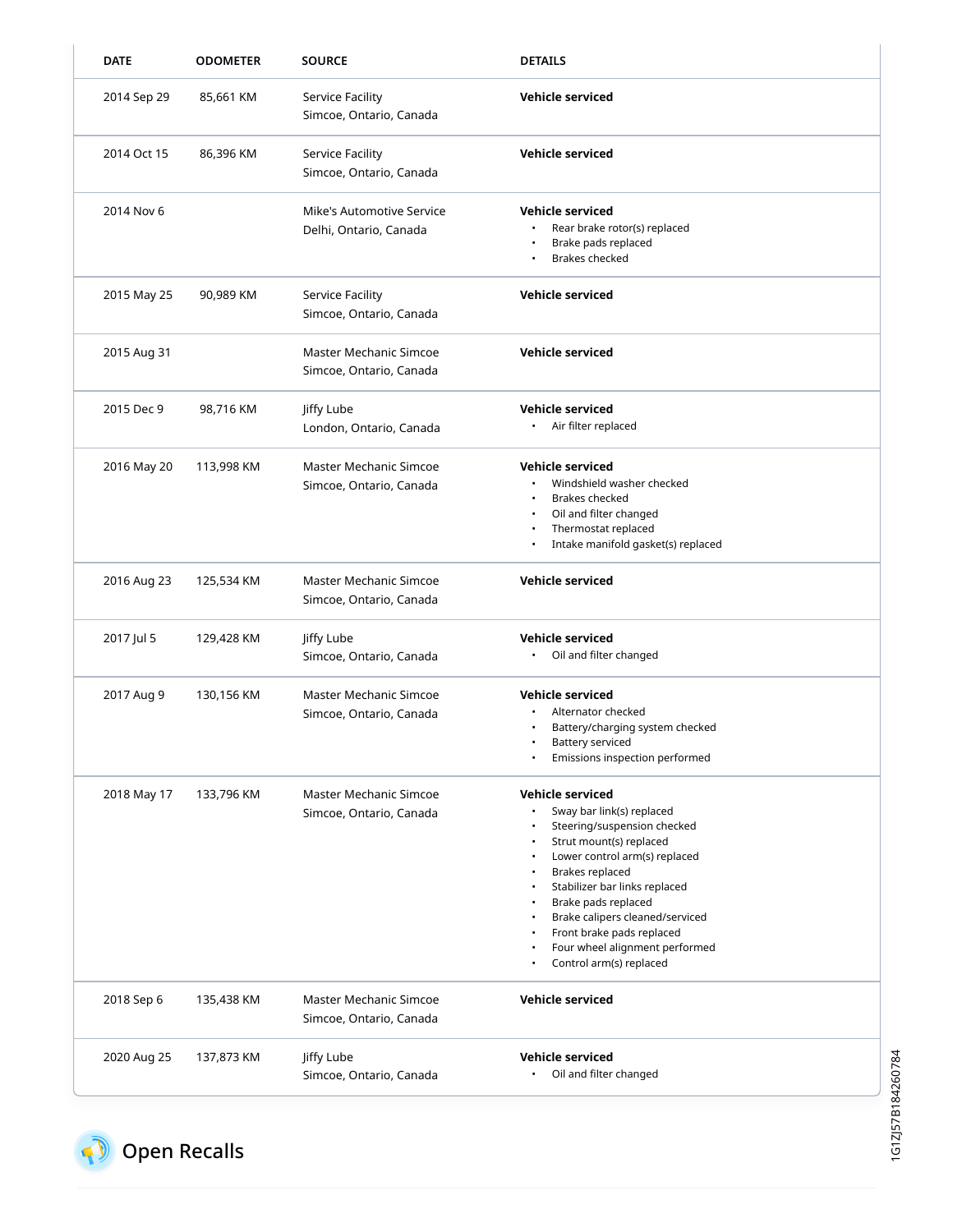| DATE | ODOMETER | SOURCE | DETAILS |
| --- | --- | --- | --- |
| 2014 Sep 29 | 85,661 KM | Service Facility<br>Simcoe, Ontario, Canada | **Vehicle serviced** |
| 2014 Oct 15 | 86,396 KM | Service Facility<br>Simcoe, Ontario, Canada | **Vehicle serviced** |
| 2014 Nov 6 | | Mike's Automotive Service<br>Delhi, Ontario, Canada | **Vehicle serviced**<br>• Rear brake rotor(s) replaced<br>• Brake pads replaced<br>• Brakes checked |
| 2015 May 25 | 90,989 KM | Service Facility<br>Simcoe, Ontario, Canada | **Vehicle serviced** |
| 2015 Aug 31 | | Master Mechanic Simcoe<br>Simcoe, Ontario, Canada | **Vehicle serviced** |
| 2015 Dec 9 | 98,716 KM | Jiffy Lube<br>London, Ontario, Canada | **Vehicle serviced**<br>• Air filter replaced |
| 2016 May 20 | 113,998 KM | Master Mechanic Simcoe<br>Simcoe, Ontario, Canada | **Vehicle serviced**<br>• Windshield washer checked<br>• Brakes checked<br>• Oil and filter changed<br>• Thermostat replaced<br>• Intake manifold gasket(s) replaced |
| 2016 Aug 23 | 125,534 KM | Master Mechanic Simcoe<br>Simcoe, Ontario, Canada | **Vehicle serviced** |
| 2017 Jul 5 | 129,428 KM | Jiffy Lube<br>Simcoe, Ontario, Canada | **Vehicle serviced**<br>• Oil and filter changed |
| 2017 Aug 9 | 130,156 KM | Master Mechanic Simcoe<br>Simcoe, Ontario, Canada | **Vehicle serviced**<br>• Alternator checked<br>• Battery/charging system checked<br>• Battery serviced<br>• Emissions inspection performed |
| 2018 May 17 | 133,796 KM | Master Mechanic Simcoe<br>Simcoe, Ontario, Canada | **Vehicle serviced**<br>• Sway bar link(s) replaced<br>• Steering/suspension checked<br>• Strut mount(s) replaced<br>• Lower control arm(s) replaced<br>• Brakes replaced<br>• Stabilizer bar links replaced<br>• Brake pads replaced<br>• Brake calipers cleaned/serviced<br>• Front brake pads replaced<br>• Four wheel alignment performed<br>• Control arm(s) replaced |
| 2018 Sep 6 | 135,438 KM | Master Mechanic Simcoe<br>Simcoe, Ontario, Canada | **Vehicle serviced** |
| 2020 Aug 25 | 137,873 KM | Jiffy Lube<br>Simcoe, Ontario, Canada | **Vehicle serviced**<br>• Oil and filter changed |

1G1ZJ57B184260784

## Open Recalls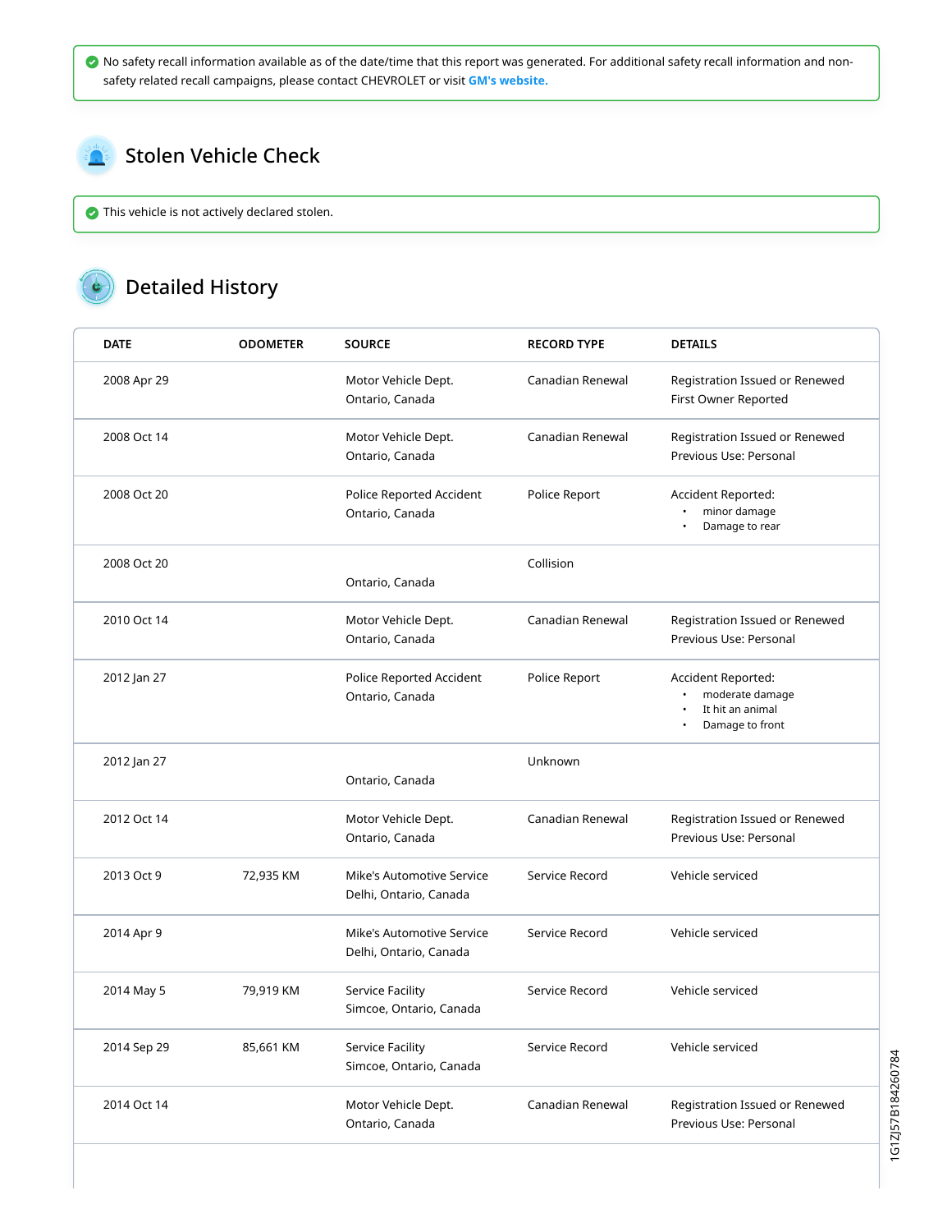No safety recall information available as of the date/time that this report was generated. For additional safety recall information and non-safety related recall campaigns, please contact CHEVROLET or visit GM's website.

## Stolen Vehicle Check

This vehicle is not actively declared stolen.

## Detailed History

| DATE | ODOMETER | SOURCE | RECORD TYPE | DETAILS |
|---|---|---|---|---|
| 2008 Apr 29 | | Motor Vehicle Dept. Ontario, Canada | Canadian Renewal | Registration Issued or Renewed First Owner Reported |
| 2008 Oct 14 | | Motor Vehicle Dept. Ontario, Canada | Canadian Renewal | Registration Issued or Renewed Previous Use: Personal |
| 2008 Oct 20 | | Police Reported Accident Ontario, Canada | Police Report | Accident Reported: • minor damage • Damage to rear |
| 2008 Oct 20 | | Ontario, Canada | Collision | |
| 2010 Oct 14 | | Motor Vehicle Dept. Ontario, Canada | Canadian Renewal | Registration Issued or Renewed Previous Use: Personal |
| 2012 Jan 27 | | Police Reported Accident Ontario, Canada | Police Report | Accident Reported: • moderate damage • It hit an animal • Damage to front |
| 2012 Jan 27 | | Ontario, Canada | Unknown | |
| 2012 Oct 14 | | Motor Vehicle Dept. Ontario, Canada | Canadian Renewal | Registration Issued or Renewed Previous Use: Personal |
| 2013 Oct 9 | 72,935 KM | Mike's Automotive Service Delhi, Ontario, Canada | Service Record | Vehicle serviced |
| 2014 Apr 9 | | Mike's Automotive Service Delhi, Ontario, Canada | Service Record | Vehicle serviced |
| 2014 May 5 | 79,919 KM | Service Facility Simcoe, Ontario, Canada | Service Record | Vehicle serviced |
| 2014 Sep 29 | 85,661 KM | Service Facility Simcoe, Ontario, Canada | Service Record | Vehicle serviced |
| 2014 Oct 14 | | Motor Vehicle Dept. Ontario, Canada | Canadian Renewal | Registration Issued or Renewed Previous Use: Personal |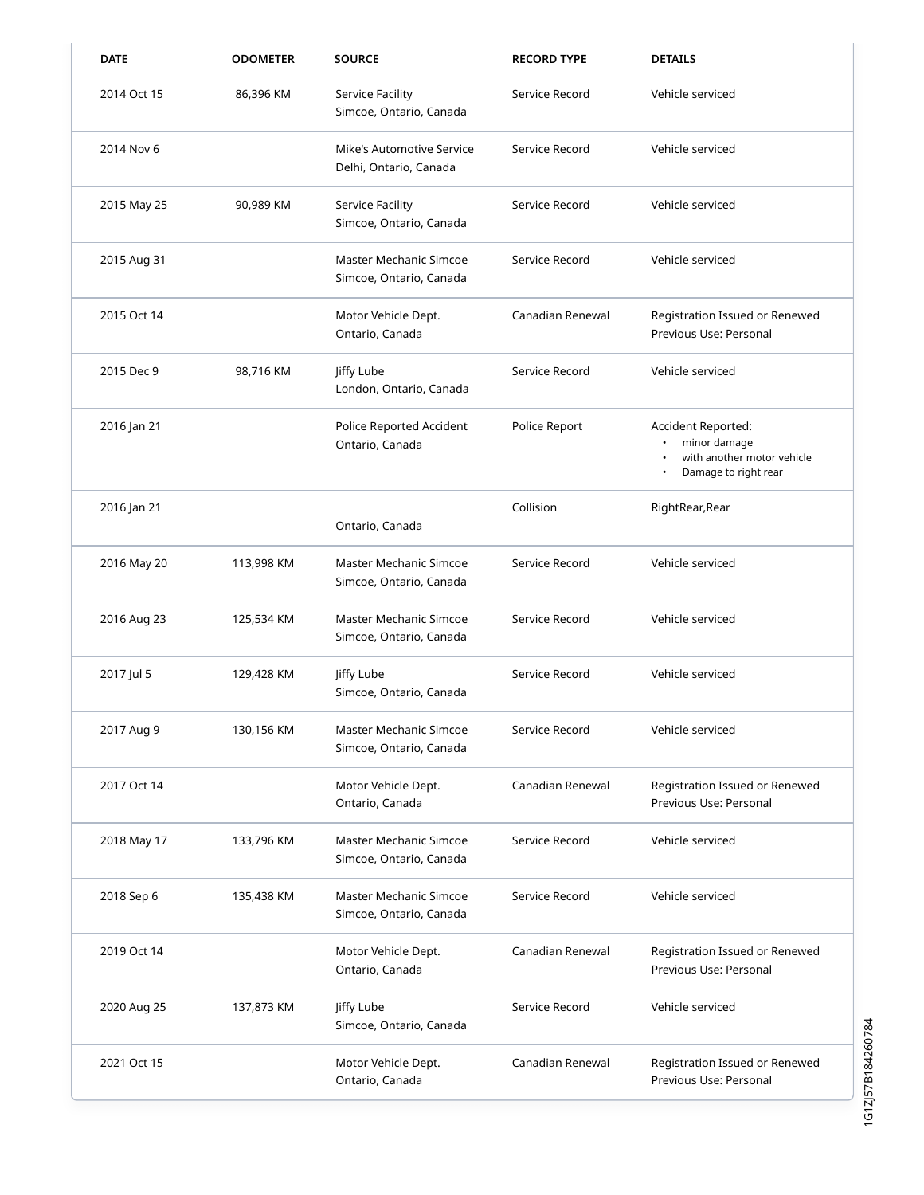| DATE | ODOMETER | SOURCE | RECORD TYPE | DETAILS |
|---|---|---|---|---|
| 2014 Oct 15 | 86,396 KM | Service Facility<br>Simcoe, Ontario, Canada | Service Record | Vehicle serviced |
| 2014 Nov 6 | | Mike's Automotive Service<br>Delhi, Ontario, Canada | Service Record | Vehicle serviced |
| 2015 May 25 | 90,989 KM | Service Facility<br>Simcoe, Ontario, Canada | Service Record | Vehicle serviced |
| 2015 Aug 31 | | Master Mechanic Simcoe<br>Simcoe, Ontario, Canada | Service Record | Vehicle serviced |
| 2015 Oct 14 | | Motor Vehicle Dept.<br>Ontario, Canada | Canadian Renewal | Registration Issued or Renewed<br>Previous Use: Personal |
| 2015 Dec 9 | 98,716 KM | Jiffy Lube<br>London, Ontario, Canada | Service Record | Vehicle serviced |
| 2016 Jan 21 | | Police Reported Accident<br>Ontario, Canada | Police Report | Accident Reported:<br>• minor damage<br>• with another motor vehicle<br>• Damage to right rear |
| 2016 Jan 21 | | Ontario, Canada | Collision | RightRear,Rear |
| 2016 May 20 | 113,998 KM | Master Mechanic Simcoe<br>Simcoe, Ontario, Canada | Service Record | Vehicle serviced |
| 2016 Aug 23 | 125,534 KM | Master Mechanic Simcoe<br>Simcoe, Ontario, Canada | Service Record | Vehicle serviced |
| 2017 Jul 5 | 129,428 KM | Jiffy Lube<br>Simcoe, Ontario, Canada | Service Record | Vehicle serviced |
| 2017 Aug 9 | 130,156 KM | Master Mechanic Simcoe<br>Simcoe, Ontario, Canada | Service Record | Vehicle serviced |
| 2017 Oct 14 | | Motor Vehicle Dept.<br>Ontario, Canada | Canadian Renewal | Registration Issued or Renewed<br>Previous Use: Personal |
| 2018 May 17 | 133,796 KM | Master Mechanic Simcoe<br>Simcoe, Ontario, Canada | Service Record | Vehicle serviced |
| 2018 Sep 6 | 135,438 KM | Master Mechanic Simcoe<br>Simcoe, Ontario, Canada | Service Record | Vehicle serviced |
| 2019 Oct 14 | | Motor Vehicle Dept.<br>Ontario, Canada | Canadian Renewal | Registration Issued or Renewed<br>Previous Use: Personal |
| 2020 Aug 25 | 137,873 KM | Jiffy Lube<br>Simcoe, Ontario, Canada | Service Record | Vehicle serviced |
| 2021 Oct 15 | | Motor Vehicle Dept.<br>Ontario, Canada | Canadian Renewal | Registration Issued or Renewed<br>Previous Use: Personal |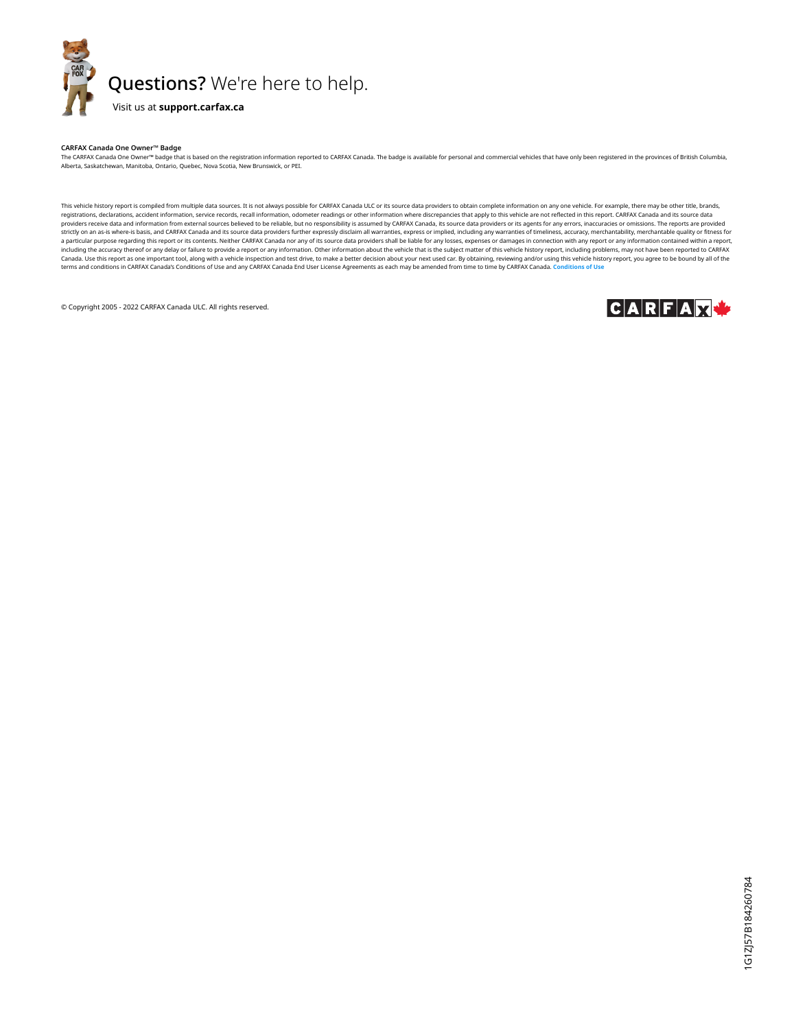# Questions? We're here to help.

Visit us at **support.carfax.ca**

**CARFAX Canada One Owner™ Badge**

The CARFAX Canada One Owner™ badge that is based on the registration information reported to CARFAX Canada. The badge is available for personal and commercial vehicles that have only been registered in the provinces of British Columbia, Alberta, Saskatchewan, Manitoba, Ontario, Quebec, Nova Scotia, New Brunswick, or PEI.

This vehicle history report is compiled from multiple data sources. It is not always possible for CARFAX Canada ULC or its source data providers to obtain complete information on any one vehicle. For example, there may be other title, brands, registrations, declarations, accident information, service records, recall information, odometer readings or other information where discrepancies that apply to this vehicle are not reflected in this report. CARFAX Canada and its source data providers receive data and information from external sources believed to be reliable, but no responsibility is assumed by CARFAX Canada, its source data providers or its agents for any errors, inaccuracies or omissions. The reports are provided strictly on an as-is where-is basis, and CARFAX Canada and its source data providers further expressly disclaim all warranties, express or implied, including any warranties of timeliness, accuracy, merchantability, merchantable quality or fitness for a particular purpose regarding this report or its contents. Neither CARFAX Canada nor any of its source data providers shall be liable for any losses, expenses or damages in connection with any report or any information contained within a report, including the accuracy thereof or any delay or failure to provide a report or any information. Other information about the vehicle that is the subject matter of this vehicle history report, including problems, may not have been reported to CARFAX Canada. Use this report as one important tool, along with a vehicle inspection and test drive, to make a better decision about your next used car. By obtaining, reviewing and/or using this vehicle history report, you agree to be bound by all of the terms and conditions in CARFAX Canada's Conditions of Use and any CARFAX Canada End User License Agreements as each may be amended from time to time by CARFAX Canada. **Conditions of Use**

© Copyright 2005 - 2022 CARFAX Canada ULC. All rights reserved.

1G1ZJ57B184260784